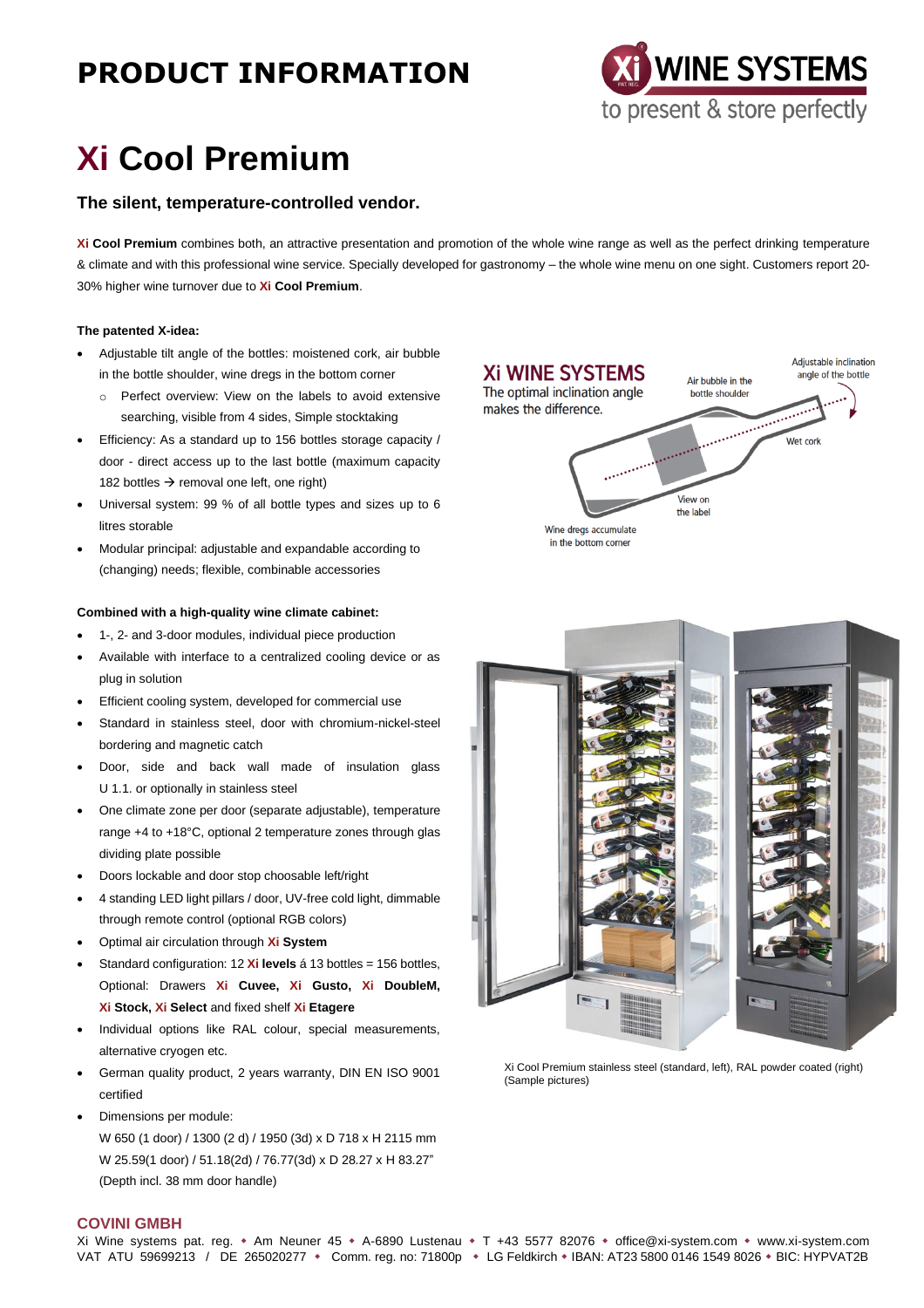# PRODUCT INFORMATION

# Xi Cool Premium

### The silent, temperature-controlled vendor.

**Xi Cool Premium** combines both, an attractive presentation and promotion of the whole wine range as well as the perfect drinking temperature & climate and with this professional wine service. Specially developed for gastronomy – the whole wine menu on one sight. Customers report 20-30% higher wine turnover due to **Xi Cool Premium**.

**The patented X-idea:**

- Adjustable tilt angle of the bottles: moistened cork, air bubble in the bottle shoulder, wine dregs in the bottom corner
  - Perfect overview: View on the labels to avoid extensive searching, visible from 4 sides, Simple stocktaking
- Efficiency: As a standard up to 156 bottles storage capacity / door - direct access up to the last bottle (maximum capacity 182 bottles → removal one left, one right)
- Universal system: 99 % of all bottle types and sizes up to 6 litres storable
- Modular principal: adjustable and expandable according to (changing) needs; flexible, combinable accessories

Xi WINE SYSTEMS
The optimal inclination angle makes the difference.
Adjustable inclination angle of the bottle
Air bubble in the bottle shoulder
Wet cork
View on the label
Wine dregs accumulate in the bottom corner

**Combined with a high-quality wine climate cabinet:**

- 1-, 2- and 3-door modules, individual piece production
- Available with interface to a centralized cooling device or as plug in solution
- Efficient cooling system, developed for commercial use
- Standard in stainless steel, door with chromium-nickel-steel bordering and magnetic catch
- Door, side and back wall made of insulation glass U 1.1. or optionally in stainless steel
- One climate zone per door (separate adjustable), temperature range +4 to +18°C, optional 2 temperature zones through glas dividing plate possible
- Doors lockable and door stop choosable left/right
- 4 standing LED light pillars / door, UV-free cold light, dimmable through remote control (optional RGB colors)
- Optimal air circulation through **Xi System**
- Standard configuration: 12 **Xi levels** á 13 bottles = 156 bottles, Optional: Drawers **Xi Cuvee, Xi Gusto, Xi DoubleM, Xi Stock, Xi Select** and fixed shelf **Xi Etagere**
- Individual options like RAL colour, special measurements, alternative cryogen etc.
- German quality product, 2 years warranty, DIN EN ISO 9001 certified
- Dimensions per module:
  W 650 (1 door) / 1300 (2 d) / 1950 (3d) x D 718 x H 2115 mm
  W 25.59(1 door) / 51.18(2d) / 76.77(3d) x D 28.27 x H 83.27"
  (Depth incl. 38 mm door handle)

Xi Cool Premium stainless steel (standard, left), RAL powder coated (right) (Sample pictures)

**COVINI GMBH**
Xi Wine systems pat. reg. • Am Neuner 45 • A-6890 Lustenau • T +43 5577 82076 • office@xi-system.com • www.xi-system.com
VAT ATU 59699213 / DE 265020277 • Comm. reg. no: 71800p • LG Feldkirch • IBAN: AT23 5800 0146 1549 8026 • BIC: HYPVAT2B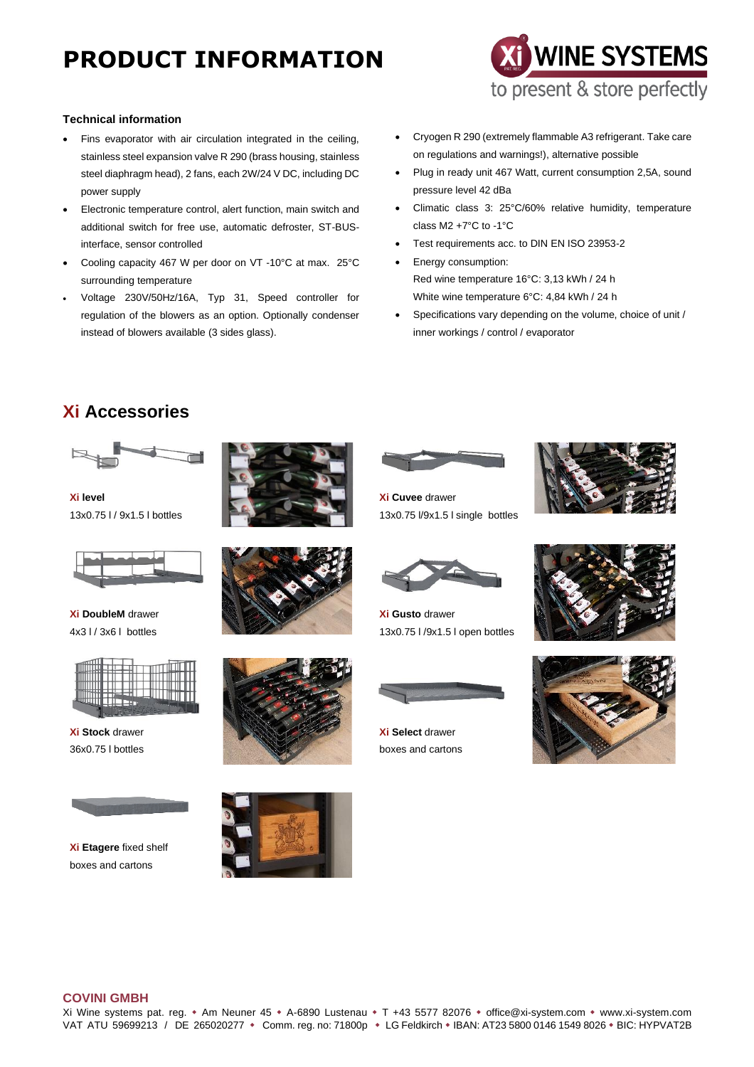# PRODUCT INFORMATION

### Technical information

- Fins evaporator with air circulation integrated in the ceiling, stainless steel expansion valve R 290 (brass housing, stainless steel diaphragm head), 2 fans, each 2W/24 V DC, including DC power supply
- Electronic temperature control, alert function, main switch and additional switch for free use, automatic defroster, ST-BUS-interface, sensor controlled
- Cooling capacity 467 W per door on VT -10°C at max. 25°C surrounding temperature
- Voltage 230V/50Hz/16A, Typ 31, Speed controller for regulation of the blowers as an option. Optionally condenser instead of blowers available (3 sides glass).
- Cryogen R 290 (extremely flammable A3 refrigerant. Take care on regulations and warnings!), alternative possible
- Plug in ready unit 467 Watt, current consumption 2,5A, sound pressure level 42 dBa
- Climatic class 3: 25°C/60% relative humidity, temperature class M2 +7°C to -1°C
- Test requirements acc. to DIN EN ISO 23953-2
- Energy consumption:
  Red wine temperature 16°C: 3,13 kWh / 24 h
  White wine temperature 6°C: 4,84 kWh / 24 h
- Specifications vary depending on the volume, choice of unit / inner workings / control / evaporator

## Xi Accessories

**Xi level**
13x0.75 l / 9x1.5 l bottles

**Xi Cuvee** drawer
13x0.75 l/9x1.5 l single bottles

**Xi DoubleM** drawer
4x3 l / 3x6 l bottles

**Xi Gusto** drawer
13x0.75 l /9x1.5 l open bottles

**Xi Stock** drawer
36x0.75 l bottles

**Xi Select** drawer
boxes and cartons

**Xi Etagere** fixed shelf
boxes and cartons

**COVINI GMBH**
Xi Wine systems pat. reg. ◆ Am Neuner 45 ◆ A-6890 Lustenau ◆ T +43 5577 82076 ◆ office@xi-system.com ◆ www.xi-system.com
VAT ATU 59699213 / DE 265020277 ◆ Comm. reg. no: 71800p ◆ LG Feldkirch ◆ IBAN: AT23 5800 0146 1549 8026 ◆ BIC: HYPVAT2B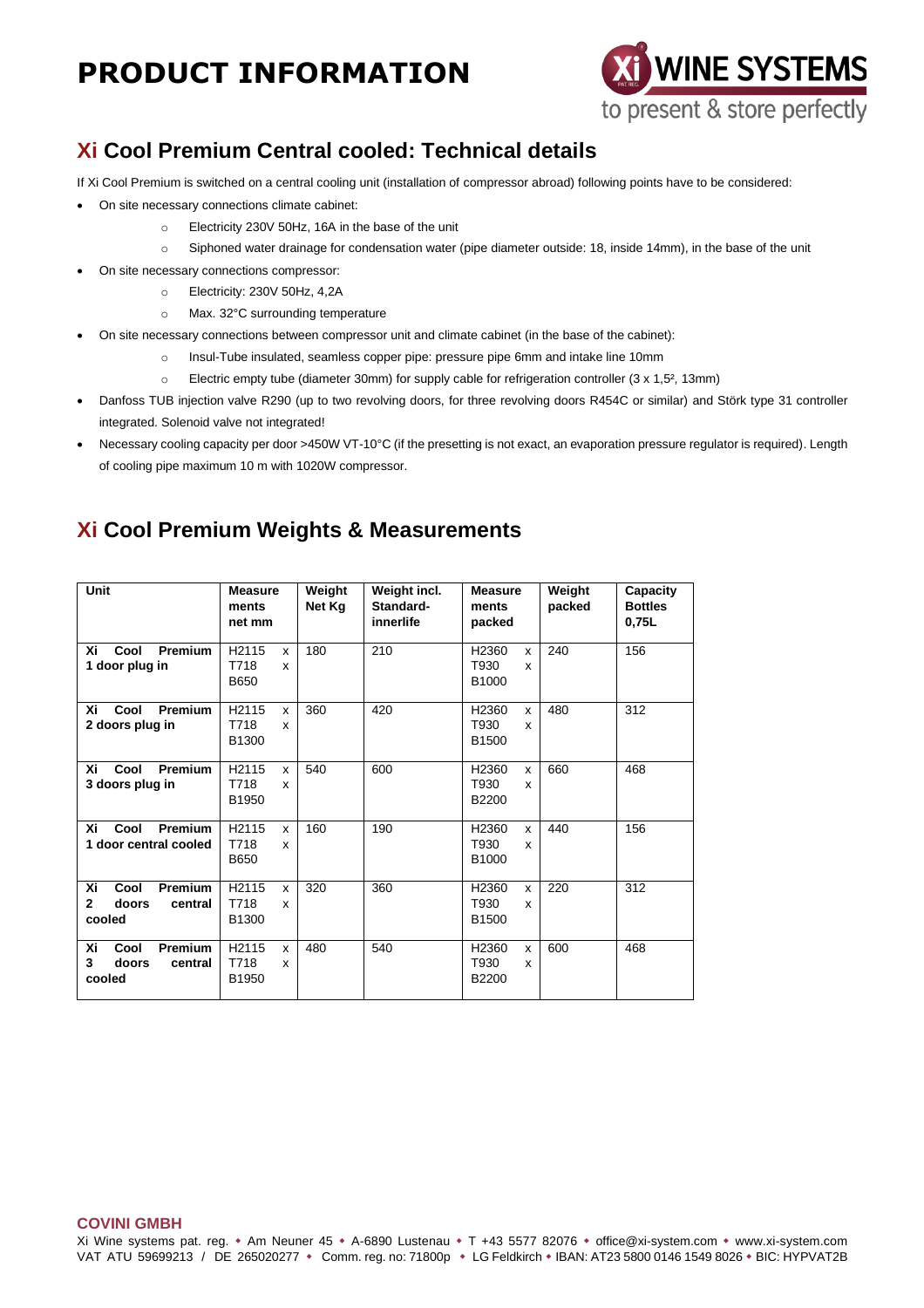# PRODUCT INFORMATION

Xi WINE SYSTEMS
to present & store perfectly

## Xi Cool Premium Central cooled: Technical details

If Xi Cool Premium is switched on a central cooling unit (installation of compressor abroad) following points have to be considered:

- On site necessary connections climate cabinet:
  - Electricity 230V 50Hz, 16A in the base of the unit
  - Siphoned water drainage for condensation water (pipe diameter outside: 18, inside 14mm), in the base of the unit
- On site necessary connections compressor:
  - Electricity: 230V 50Hz, 4,2A
  - Max. 32°C surrounding temperature
- On site necessary connections between compressor unit and climate cabinet (in the base of the cabinet):
  - Insul-Tube insulated, seamless copper pipe: pressure pipe 6mm and intake line 10mm
  - Electric empty tube (diameter 30mm) for supply cable for refrigeration controller (3 x 1,5², 13mm)
- Danfoss TUB injection valve R290 (up to two revolving doors, for three revolving doors R454C or similar) and Störk type 31 controller integrated. Solenoid valve not integrated!
- Necessary cooling capacity per door >450W VT-10°C (if the presetting is not exact, an evaporation pressure regulator is required). Length of cooling pipe maximum 10 m with 1020W compressor.

## Xi Cool Premium Weights & Measurements

| Unit | Measurements net mm | Weight Net Kg | Weight incl. Standard-innerlife | Measurements packed | Weight packed | Capacity Bottles 0,75L |
|---|---|---|---|---|---|---|
| **Xi Cool Premium 1 door plug in** | H2115 x T718 x B650 | 180 | 210 | H2360 x T930 x B1000 | 240 | 156 |
| **Xi Cool Premium 2 doors plug in** | H2115 x T718 x B1300 | 360 | 420 | H2360 x T930 x B1500 | 480 | 312 |
| **Xi Cool Premium 3 doors plug in** | H2115 x T718 x B1950 | 540 | 600 | H2360 x T930 x B2200 | 660 | 468 |
| **Xi Cool Premium 1 door central cooled** | H2115 x T718 x B650 | 160 | 190 | H2360 x T930 x B1000 | 440 | 156 |
| **Xi Cool Premium 2 doors central cooled** | H2115 x T718 x B1300 | 320 | 360 | H2360 x T930 x B1500 | 220 | 312 |
| **Xi Cool Premium 3 doors central cooled** | H2115 x T718 x B1950 | 480 | 540 | H2360 x T930 x B2200 | 600 | 468 |

**COVINI GMBH**
Xi Wine systems pat. reg. ◆ Am Neuner 45 ◆ A-6890 Lustenau ◆ T +43 5577 82076 ◆ office@xi-system.com ◆ www.xi-system.com
VAT ATU 59699213 / DE 265020277 ◆ Comm. reg. no: 71800p ◆ LG Feldkirch ◆ IBAN: AT23 5800 0146 1549 8026 ◆ BIC: HYPVAT2B